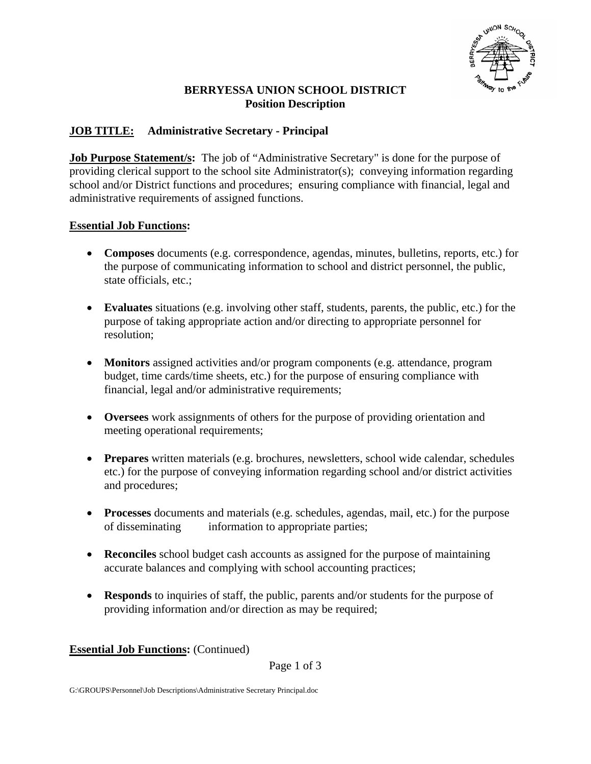**BERRYESSA UNION SCHOOL DISTRICT**
**Position Description**

**JOB TITLE: Administrative Secretary - Principal**

**Job Purpose Statement/s:** The job of "Administrative Secretary" is done for the purpose of providing clerical support to the school site Administrator(s); conveying information regarding school and/or District functions and procedures; ensuring compliance with financial, legal and administrative requirements of assigned functions.

**Essential Job Functions:**

- **Composes** documents (e.g. correspondence, agendas, minutes, bulletins, reports, etc.) for the purpose of communicating information to school and district personnel, the public, state officials, etc.;
- **Evaluates** situations (e.g. involving other staff, students, parents, the public, etc.) for the purpose of taking appropriate action and/or directing to appropriate personnel for resolution;
- **Monitors** assigned activities and/or program components (e.g. attendance, program budget, time cards/time sheets, etc.) for the purpose of ensuring compliance with financial, legal and/or administrative requirements;
- **Oversees** work assignments of others for the purpose of providing orientation and meeting operational requirements;
- **Prepares** written materials (e.g. brochures, newsletters, school wide calendar, schedules etc.) for the purpose of conveying information regarding school and/or district activities and procedures;
- **Processes** documents and materials (e.g. schedules, agendas, mail, etc.) for the purpose of disseminating information to appropriate parties;
- **Reconciles** school budget cash accounts as assigned for the purpose of maintaining accurate balances and complying with school accounting practices;
- **Responds** to inquiries of staff, the public, parents and/or students for the purpose of providing information and/or direction as may be required;

**Essential Job Functions:** (Continued)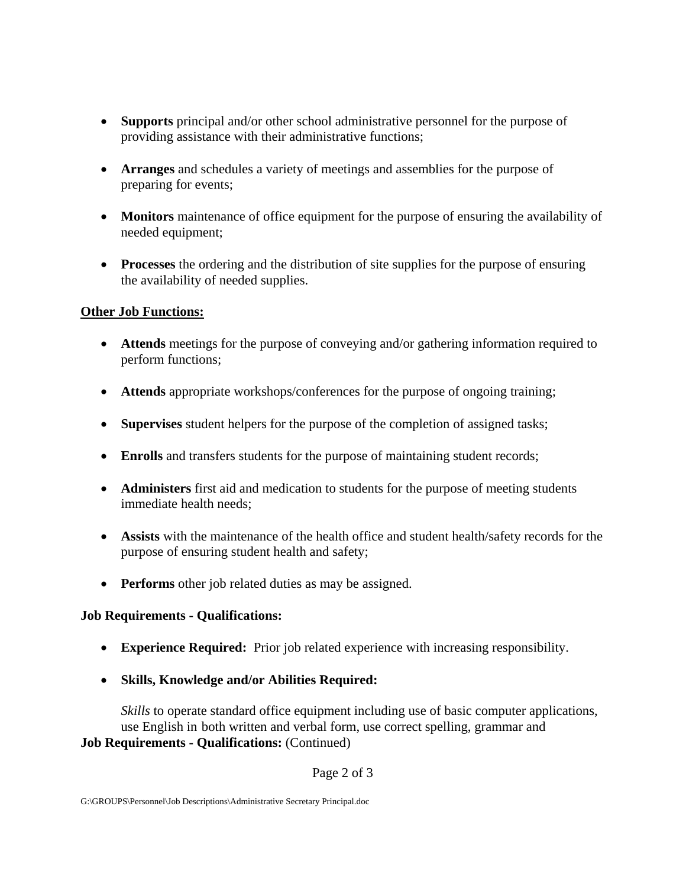- **Supports** principal and/or other school administrative personnel for the purpose of providing assistance with their administrative functions;

- **Arranges** and schedules a variety of meetings and assemblies for the purpose of preparing for events;

- **Monitors** maintenance of office equipment for the purpose of ensuring the availability of needed equipment;

- **Processes** the ordering and the distribution of site supplies for the purpose of ensuring the availability of needed supplies.

**<u>Other Job Functions:</u>**

- **Attends** meetings for the purpose of conveying and/or gathering information required to perform functions;

- **Attends** appropriate workshops/conferences for the purpose of ongoing training;

- **Supervises** student helpers for the purpose of the completion of assigned tasks;

- **Enrolls** and transfers students for the purpose of maintaining student records;

- **Administers** first aid and medication to students for the purpose of meeting students immediate health needs;

- **Assists** with the maintenance of the health office and student health/safety records for the purpose of ensuring student health and safety;

- **Performs** other job related duties as may be assigned.

**Job Requirements - Qualifications:**

- **Experience Required:** Prior job related experience with increasing responsibility.

- **Skills, Knowledge and/or Abilities Required:**

  *Skills* to operate standard office equipment including use of basic computer applications, use English in both written and verbal form, use correct spelling, grammar and

**Job Requirements - Qualifications:** (Continued)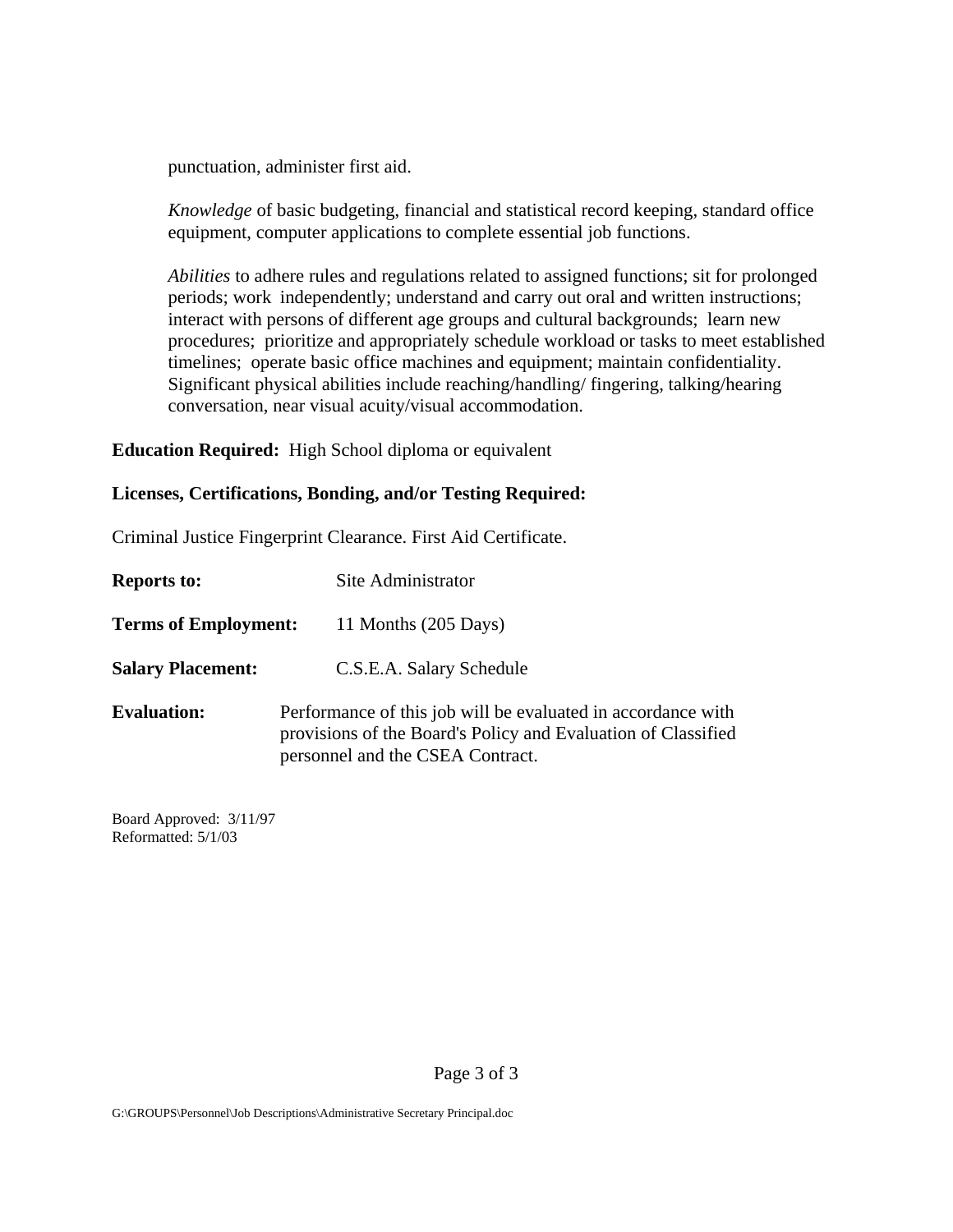punctuation, administer first aid.

*Knowledge* of basic budgeting, financial and statistical record keeping, standard office equipment, computer applications to complete essential job functions.

*Abilities* to adhere rules and regulations related to assigned functions; sit for prolonged periods; work independently; understand and carry out oral and written instructions; interact with persons of different age groups and cultural backgrounds; learn new procedures; prioritize and appropriately schedule workload or tasks to meet established timelines; operate basic office machines and equipment; maintain confidentiality. Significant physical abilities include reaching/handling/ fingering, talking/hearing conversation, near visual acuity/visual accommodation.

**Education Required:** High School diploma or equivalent

**Licenses, Certifications, Bonding, and/or Testing Required:**

Criminal Justice Fingerprint Clearance. First Aid Certificate.

**Reports to:** Site Administrator

**Terms of Employment:** 11 Months (205 Days)

**Salary Placement:** C.S.E.A. Salary Schedule

**Evaluation:** Performance of this job will be evaluated in accordance with provisions of the Board's Policy and Evaluation of Classified personnel and the CSEA Contract.

Board Approved: 3/11/97
Reformatted: 5/1/03

G:\GROUPS\Personnel\Job Descriptions\Administrative Secretary Principal.doc